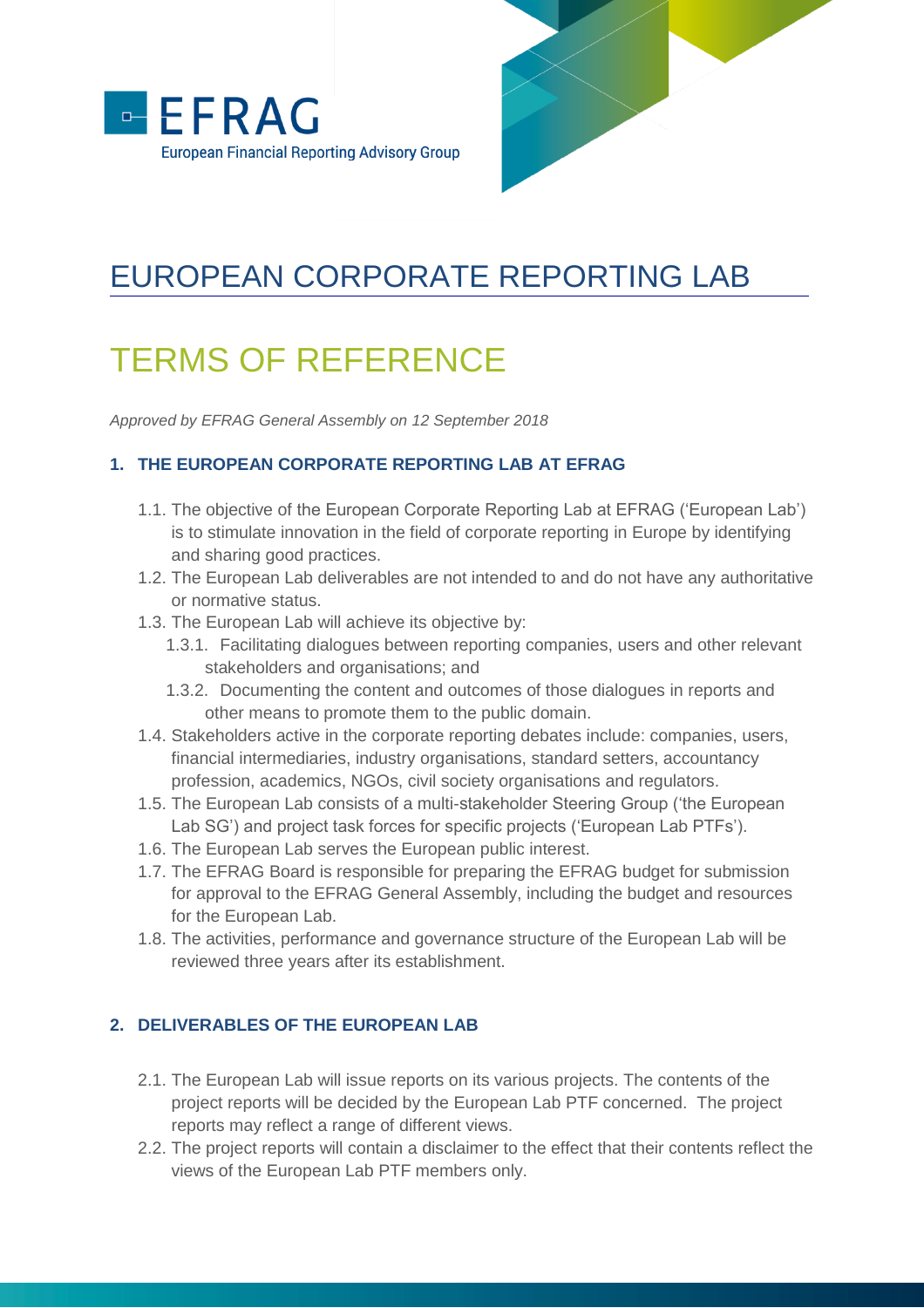EFRAG
European Financial Reporting Advisory Group

# EUROPEAN CORPORATE REPORTING LAB

# TERMS OF REFERENCE

*Approved by EFRAG General Assembly on 12 September 2018*

## 1. THE EUROPEAN CORPORATE REPORTING LAB AT EFRAG

1.1. The objective of the European Corporate Reporting Lab at EFRAG ('European Lab') is to stimulate innovation in the field of corporate reporting in Europe by identifying and sharing good practices.

1.2. The European Lab deliverables are not intended to and do not have any authoritative or normative status.

1.3. The European Lab will achieve its objective by:

1.3.1. Facilitating dialogues between reporting companies, users and other relevant stakeholders and organisations; and

1.3.2. Documenting the content and outcomes of those dialogues in reports and other means to promote them to the public domain.

1.4. Stakeholders active in the corporate reporting debates include: companies, users, financial intermediaries, industry organisations, standard setters, accountancy profession, academics, NGOs, civil society organisations and regulators.

1.5. The European Lab consists of a multi-stakeholder Steering Group ('the European Lab SG') and project task forces for specific projects ('European Lab PTFs').

1.6. The European Lab serves the European public interest.

1.7. The EFRAG Board is responsible for preparing the EFRAG budget for submission for approval to the EFRAG General Assembly, including the budget and resources for the European Lab.

1.8. The activities, performance and governance structure of the European Lab will be reviewed three years after its establishment.

## 2. DELIVERABLES OF THE EUROPEAN LAB

2.1. The European Lab will issue reports on its various projects. The contents of the project reports will be decided by the European Lab PTF concerned. The project reports may reflect a range of different views.

2.2. The project reports will contain a disclaimer to the effect that their contents reflect the views of the European Lab PTF members only.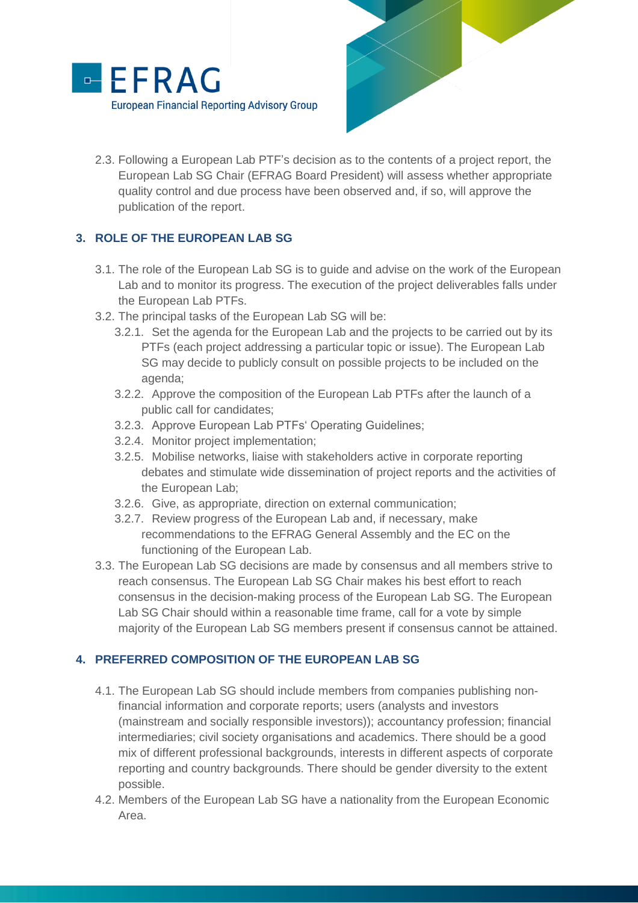2.3. Following a European Lab PTF's decision as to the contents of a project report, the European Lab SG Chair (EFRAG Board President) will assess whether appropriate quality control and due process have been observed and, if so, will approve the publication of the report.

## 3. ROLE OF THE EUROPEAN LAB SG

3.1. The role of the European Lab SG is to guide and advise on the work of the European Lab and to monitor its progress. The execution of the project deliverables falls under the European Lab PTFs.

3.2. The principal tasks of the European Lab SG will be:

3.2.1. Set the agenda for the European Lab and the projects to be carried out by its PTFs (each project addressing a particular topic or issue). The European Lab SG may decide to publicly consult on possible projects to be included on the agenda;

3.2.2. Approve the composition of the European Lab PTFs after the launch of a public call for candidates;

3.2.3. Approve European Lab PTFs' Operating Guidelines;

3.2.4. Monitor project implementation;

3.2.5. Mobilise networks, liaise with stakeholders active in corporate reporting debates and stimulate wide dissemination of project reports and the activities of the European Lab;

3.2.6. Give, as appropriate, direction on external communication;

3.2.7. Review progress of the European Lab and, if necessary, make recommendations to the EFRAG General Assembly and the EC on the functioning of the European Lab.

3.3. The European Lab SG decisions are made by consensus and all members strive to reach consensus. The European Lab SG Chair makes his best effort to reach consensus in the decision-making process of the European Lab SG. The European Lab SG Chair should within a reasonable time frame, call for a vote by simple majority of the European Lab SG members present if consensus cannot be attained.

## 4. PREFERRED COMPOSITION OF THE EUROPEAN LAB SG

4.1. The European Lab SG should include members from companies publishing non-financial information and corporate reports; users (analysts and investors (mainstream and socially responsible investors)); accountancy profession; financial intermediaries; civil society organisations and academics. There should be a good mix of different professional backgrounds, interests in different aspects of corporate reporting and country backgrounds. There should be gender diversity to the extent possible.

4.2. Members of the European Lab SG have a nationality from the European Economic Area.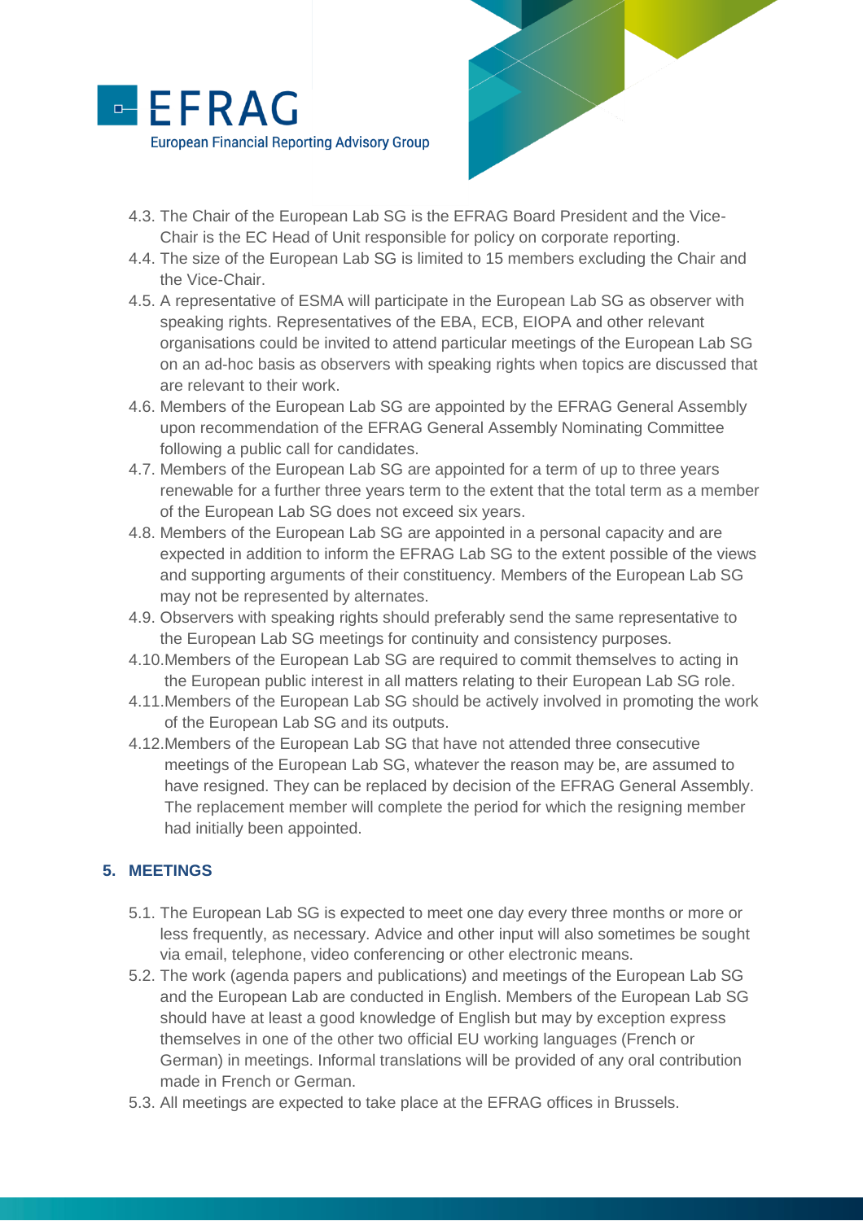4.3. The Chair of the European Lab SG is the EFRAG Board President and the Vice-Chair is the EC Head of Unit responsible for policy on corporate reporting.

4.4. The size of the European Lab SG is limited to 15 members excluding the Chair and the Vice-Chair.

4.5. A representative of ESMA will participate in the European Lab SG as observer with speaking rights. Representatives of the EBA, ECB, EIOPA and other relevant organisations could be invited to attend particular meetings of the European Lab SG on an ad-hoc basis as observers with speaking rights when topics are discussed that are relevant to their work.

4.6. Members of the European Lab SG are appointed by the EFRAG General Assembly upon recommendation of the EFRAG General Assembly Nominating Committee following a public call for candidates.

4.7. Members of the European Lab SG are appointed for a term of up to three years renewable for a further three years term to the extent that the total term as a member of the European Lab SG does not exceed six years.

4.8. Members of the European Lab SG are appointed in a personal capacity and are expected in addition to inform the EFRAG Lab SG to the extent possible of the views and supporting arguments of their constituency. Members of the European Lab SG may not be represented by alternates.

4.9. Observers with speaking rights should preferably send the same representative to the European Lab SG meetings for continuity and consistency purposes.

4.10. Members of the European Lab SG are required to commit themselves to acting in the European public interest in all matters relating to their European Lab SG role.

4.11. Members of the European Lab SG should be actively involved in promoting the work of the European Lab SG and its outputs.

4.12. Members of the European Lab SG that have not attended three consecutive meetings of the European Lab SG, whatever the reason may be, are assumed to have resigned. They can be replaced by decision of the EFRAG General Assembly. The replacement member will complete the period for which the resigning member had initially been appointed.

## 5. MEETINGS

5.1. The European Lab SG is expected to meet one day every three months or more or less frequently, as necessary. Advice and other input will also sometimes be sought via email, telephone, video conferencing or other electronic means.

5.2. The work (agenda papers and publications) and meetings of the European Lab SG and the European Lab are conducted in English. Members of the European Lab SG should have at least a good knowledge of English but may by exception express themselves in one of the other two official EU working languages (French or German) in meetings. Informal translations will be provided of any oral contribution made in French or German.

5.3. All meetings are expected to take place at the EFRAG offices in Brussels.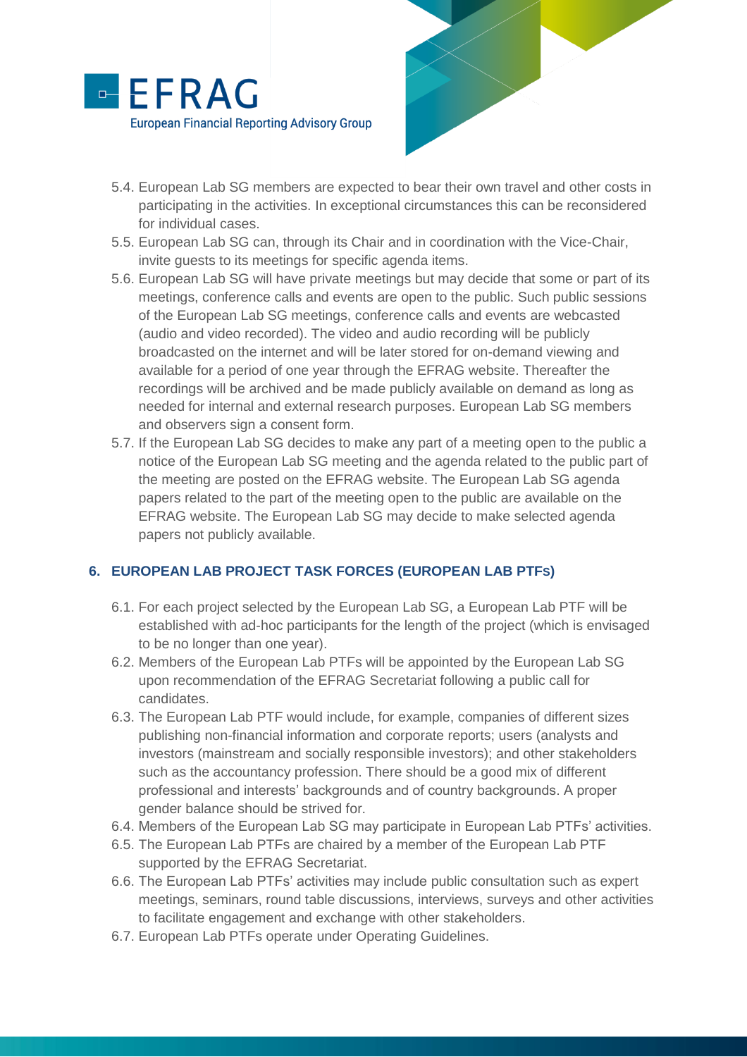5.4. European Lab SG members are expected to bear their own travel and other costs in participating in the activities. In exceptional circumstances this can be reconsidered for individual cases.

5.5. European Lab SG can, through its Chair and in coordination with the Vice-Chair, invite guests to its meetings for specific agenda items.

5.6. European Lab SG will have private meetings but may decide that some or part of its meetings, conference calls and events are open to the public. Such public sessions of the European Lab SG meetings, conference calls and events are webcasted (audio and video recorded). The video and audio recording will be publicly broadcasted on the internet and will be later stored for on-demand viewing and available for a period of one year through the EFRAG website. Thereafter the recordings will be archived and be made publicly available on demand as long as needed for internal and external research purposes. European Lab SG members and observers sign a consent form.

5.7. If the European Lab SG decides to make any part of a meeting open to the public a notice of the European Lab SG meeting and the agenda related to the public part of the meeting are posted on the EFRAG website. The European Lab SG agenda papers related to the part of the meeting open to the public are available on the EFRAG website. The European Lab SG may decide to make selected agenda papers not publicly available.

## 6. EUROPEAN LAB PROJECT TASK FORCES (EUROPEAN LAB PTFs)

6.1. For each project selected by the European Lab SG, a European Lab PTF will be established with ad-hoc participants for the length of the project (which is envisaged to be no longer than one year).

6.2. Members of the European Lab PTFs will be appointed by the European Lab SG upon recommendation of the EFRAG Secretariat following a public call for candidates.

6.3. The European Lab PTF would include, for example, companies of different sizes publishing non-financial information and corporate reports; users (analysts and investors (mainstream and socially responsible investors); and other stakeholders such as the accountancy profession. There should be a good mix of different professional and interests' backgrounds and of country backgrounds. A proper gender balance should be strived for.

6.4. Members of the European Lab SG may participate in European Lab PTFs' activities.

6.5. The European Lab PTFs are chaired by a member of the European Lab PTF supported by the EFRAG Secretariat.

6.6. The European Lab PTFs' activities may include public consultation such as expert meetings, seminars, round table discussions, interviews, surveys and other activities to facilitate engagement and exchange with other stakeholders.

6.7. European Lab PTFs operate under Operating Guidelines.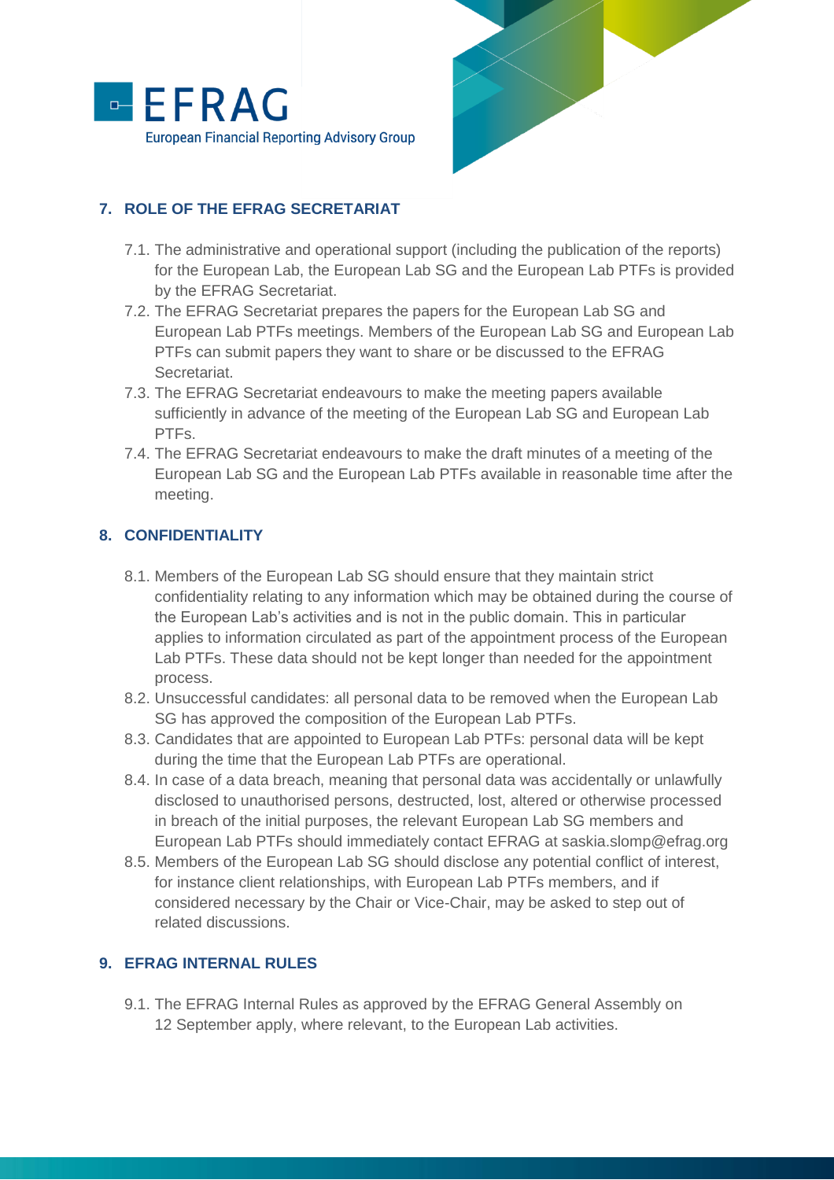## 7. ROLE OF THE EFRAG SECRETARIAT

7.1. The administrative and operational support (including the publication of the reports) for the European Lab, the European Lab SG and the European Lab PTFs is provided by the EFRAG Secretariat.

7.2. The EFRAG Secretariat prepares the papers for the European Lab SG and European Lab PTFs meetings. Members of the European Lab SG and European Lab PTFs can submit papers they want to share or be discussed to the EFRAG Secretariat.

7.3. The EFRAG Secretariat endeavours to make the meeting papers available sufficiently in advance of the meeting of the European Lab SG and European Lab PTFs.

7.4. The EFRAG Secretariat endeavours to make the draft minutes of a meeting of the European Lab SG and the European Lab PTFs available in reasonable time after the meeting.

## 8. CONFIDENTIALITY

8.1. Members of the European Lab SG should ensure that they maintain strict confidentiality relating to any information which may be obtained during the course of the European Lab's activities and is not in the public domain. This in particular applies to information circulated as part of the appointment process of the European Lab PTFs. These data should not be kept longer than needed for the appointment process.

8.2. Unsuccessful candidates: all personal data to be removed when the European Lab SG has approved the composition of the European Lab PTFs.

8.3. Candidates that are appointed to European Lab PTFs: personal data will be kept during the time that the European Lab PTFs are operational.

8.4. In case of a data breach, meaning that personal data was accidentally or unlawfully disclosed to unauthorised persons, destructed, lost, altered or otherwise processed in breach of the initial purposes, the relevant European Lab SG members and European Lab PTFs should immediately contact EFRAG at saskia.slomp@efrag.org

8.5. Members of the European Lab SG should disclose any potential conflict of interest, for instance client relationships, with European Lab PTFs members, and if considered necessary by the Chair or Vice-Chair, may be asked to step out of related discussions.

## 9. EFRAG INTERNAL RULES

9.1. The EFRAG Internal Rules as approved by the EFRAG General Assembly on 12 September apply, where relevant, to the European Lab activities.